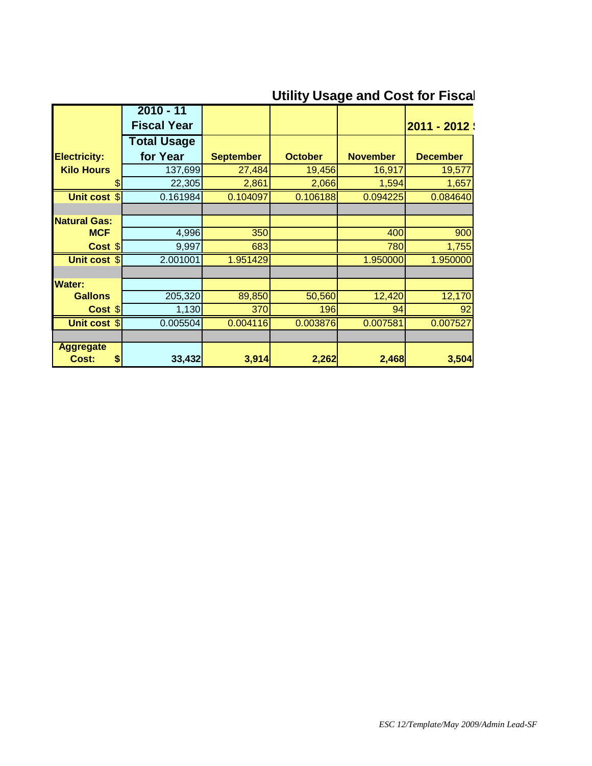## Utility Usage and Cost for Fiscal

| Electricity: | 2010 - 11 Fiscal Year Total Usage for Year | September | October | November | 2011 - 2012 December |
|---|---|---|---|---|---|
| Kilo Hours | 137,699 | 27,484 | 19,456 | 16,917 | 19,577 |
| $ | 22,305 | 2,861 | 2,066 | 1,594 | 1,657 |
| Unit cost $ | 0.161984 | 0.104097 | 0.106188 | 0.094225 | 0.084640 |
| | | | | | |
| Natural Gas: | | | | | |
| MCF | 4,996 | 350 | | 400 | 900 |
| Cost $ | 9,997 | 683 | | 780 | 1,755 |
| Unit cost $ | 2.001001 | 1.951429 | | 1.950000 | 1.950000 |
| | | | | | |
| Water: | | | | | |
| Gallons | 205,320 | 89,850 | 50,560 | 12,420 | 12,170 |
| Cost $ | 1,130 | 370 | 196 | 94 | 92 |
| Unit cost $ | 0.005504 | 0.004116 | 0.003876 | 0.007581 | 0.007527 |
| | | | | | |
| **Aggregate Cost: $** | **33,432** | **3,914** | **2,262** | **2,468** | **3,504** |

*ESC 12/Template/May 2009/Admin Lead-SF*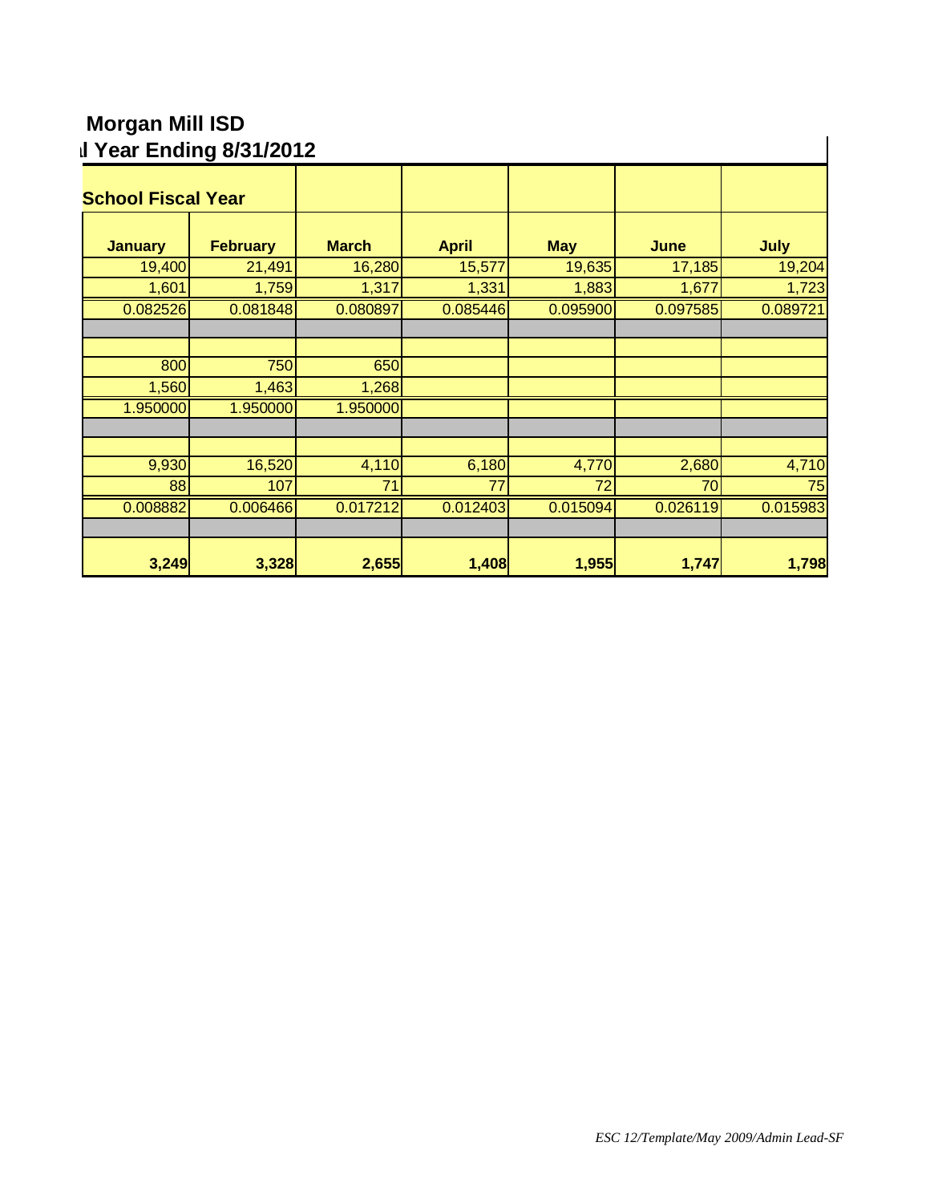## Morgan Mill ISD

## l Year Ending 8/31/2012

| School Fiscal Year | | | | | | |
|---|---|---|---|---|---|---|
| **January** | **February** | **March** | **April** | **May** | **June** | **July** |
| 19,400 | 21,491 | 16,280 | 15,577 | 19,635 | 17,185 | 19,204 |
| 1,601 | 1,759 | 1,317 | 1,331 | 1,883 | 1,677 | 1,723 |
| 0.082526 | 0.081848 | 0.080897 | 0.085446 | 0.095900 | 0.097585 | 0.089721 |
| | | | | | | |
| | | | | | | |
| 800 | 750 | 650 | | | | |
| 1,560 | 1,463 | 1,268 | | | | |
| 1.950000 | 1.950000 | 1.950000 | | | | |
| | | | | | | |
| | | | | | | |
| 9,930 | 16,520 | 4,110 | 6,180 | 4,770 | 2,680 | 4,710 |
| 88 | 107 | 71 | 77 | 72 | 70 | 75 |
| 0.008882 | 0.006466 | 0.017212 | 0.012403 | 0.015094 | 0.026119 | 0.015983 |
| | | | | | | |
| **3,249** | **3,328** | **2,655** | **1,408** | **1,955** | **1,747** | **1,798** |

*ESC 12/Template/May 2009/Admin Lead-SF*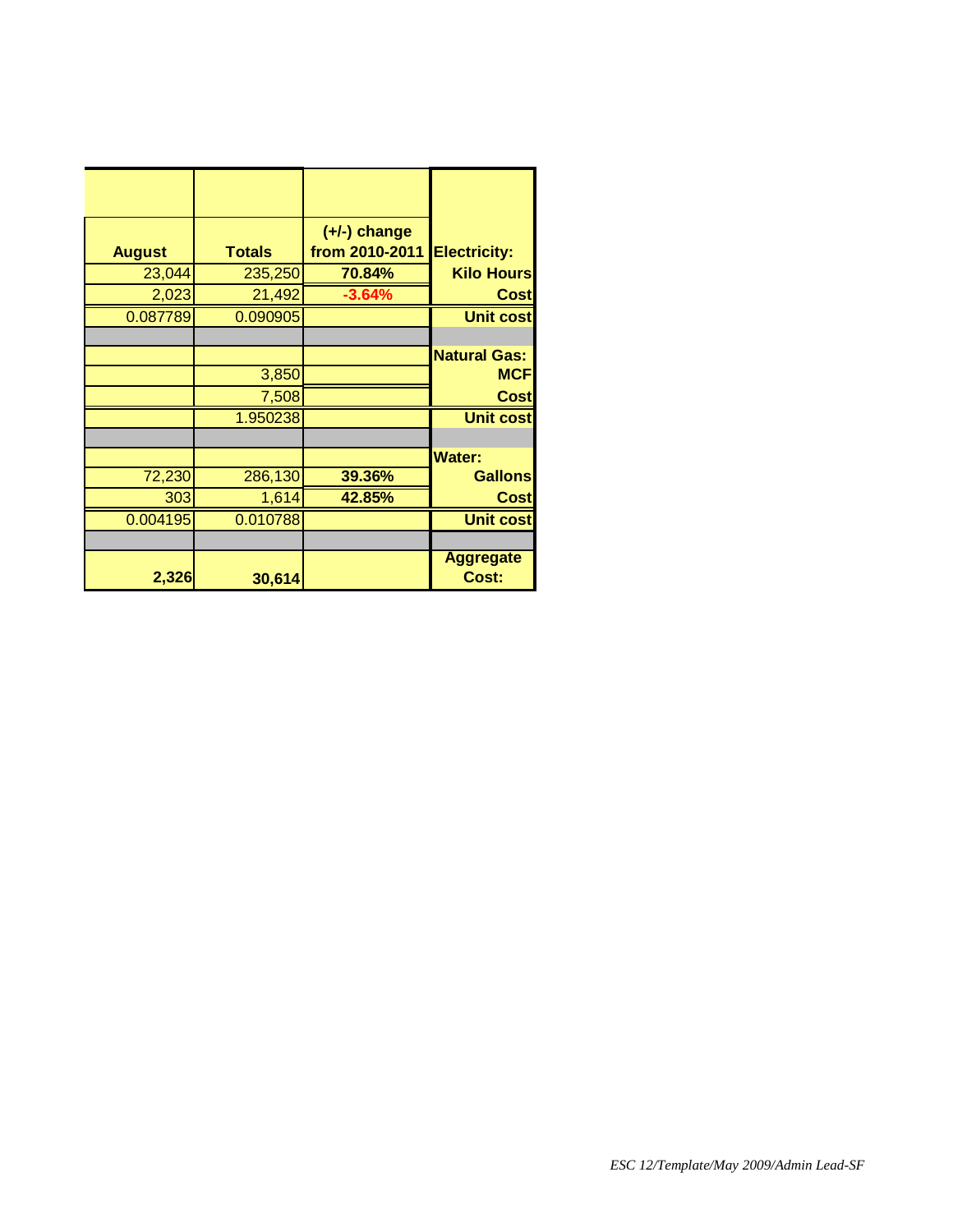| August | Totals | (+/-) change from 2010-2011 | Electricity: |
|---|---|---|---|
| 23,044 | 235,250 | 70.84% | Kilo Hours |
| 2,023 | 21,492 | -3.64% | Cost |
| 0.087789 | 0.090905 | | Unit cost |
| | | | |
| | | | Natural Gas: |
| | 3,850 | | MCF |
| | 7,508 | | Cost |
| | 1.950238 | | Unit cost |
| | | | |
| | | | Water: |
| 72,230 | 286,130 | 39.36% | Gallons |
| 303 | 1,614 | 42.85% | Cost |
| 0.004195 | 0.010788 | | Unit cost |
| | | | |
| **2,326** | **30,614** | | **Aggregate Cost:** |